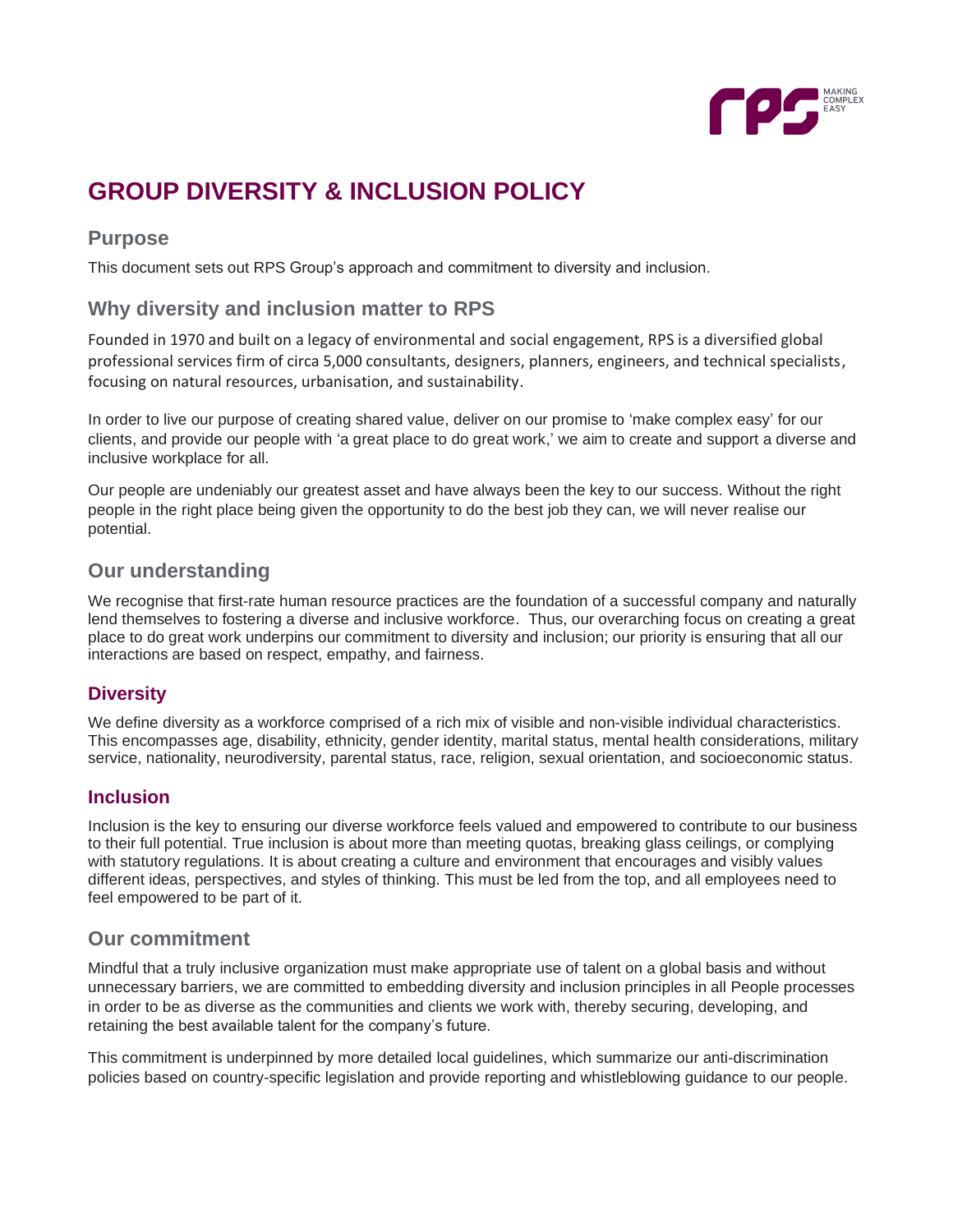# GROUP DIVERSITY & INCLUSION POLICY

## Purpose

This document sets out RPS Group's approach and commitment to diversity and inclusion.

## Why diversity and inclusion matter to RPS

Founded in 1970 and built on a legacy of environmental and social engagement, RPS is a diversified global professional services firm of circa 5,000 consultants, designers, planners, engineers, and technical specialists, focusing on natural resources, urbanisation, and sustainability.

In order to live our purpose of creating shared value, deliver on our promise to 'make complex easy' for our clients, and provide our people with 'a great place to do great work,' we aim to create and support a diverse and inclusive workplace for all.

Our people are undeniably our greatest asset and have always been the key to our success. Without the right people in the right place being given the opportunity to do the best job they can, we will never realise our potential.

## Our understanding

We recognise that first-rate human resource practices are the foundation of a successful company and naturally lend themselves to fostering a diverse and inclusive workforce. Thus, our overarching focus on creating a great place to do great work underpins our commitment to diversity and inclusion; our priority is ensuring that all our interactions are based on respect, empathy, and fairness.

### Diversity

We define diversity as a workforce comprised of a rich mix of visible and non-visible individual characteristics. This encompasses age, disability, ethnicity, gender identity, marital status, mental health considerations, military service, nationality, neurodiversity, parental status, race, religion, sexual orientation, and socioeconomic status.

### Inclusion

Inclusion is the key to ensuring our diverse workforce feels valued and empowered to contribute to our business to their full potential. True inclusion is about more than meeting quotas, breaking glass ceilings, or complying with statutory regulations. It is about creating a culture and environment that encourages and visibly values different ideas, perspectives, and styles of thinking. This must be led from the top, and all employees need to feel empowered to be part of it.

## Our commitment

Mindful that a truly inclusive organization must make appropriate use of talent on a global basis and without unnecessary barriers, we are committed to embedding diversity and inclusion principles in all People processes in order to be as diverse as the communities and clients we work with, thereby securing, developing, and retaining the best available talent for the company's future.

This commitment is underpinned by more detailed local guidelines, which summarize our anti-discrimination policies based on country-specific legislation and provide reporting and whistleblowing guidance to our people.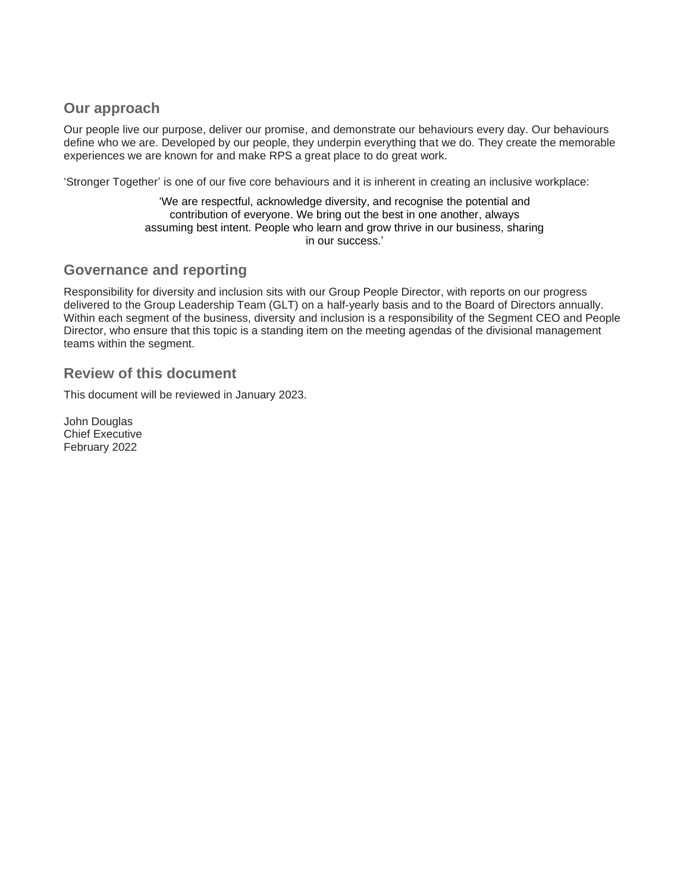## Our approach

Our people live our purpose, deliver our promise, and demonstrate our behaviours every day. Our behaviours define who we are. Developed by our people, they underpin everything that we do. They create the memorable experiences we are known for and make RPS a great place to do great work.

'Stronger Together' is one of our five core behaviours and it is inherent in creating an inclusive workplace:

> 'We are respectful, acknowledge diversity, and recognise the potential and contribution of everyone. We bring out the best in one another, always assuming best intent. People who learn and grow thrive in our business, sharing in our success.'

## Governance and reporting

Responsibility for diversity and inclusion sits with our Group People Director, with reports on our progress delivered to the Group Leadership Team (GLT) on a half-yearly basis and to the Board of Directors annually. Within each segment of the business, diversity and inclusion is a responsibility of the Segment CEO and People Director, who ensure that this topic is a standing item on the meeting agendas of the divisional management teams within the segment.

## Review of this document

This document will be reviewed in January 2023.

John Douglas
Chief Executive
February 2022